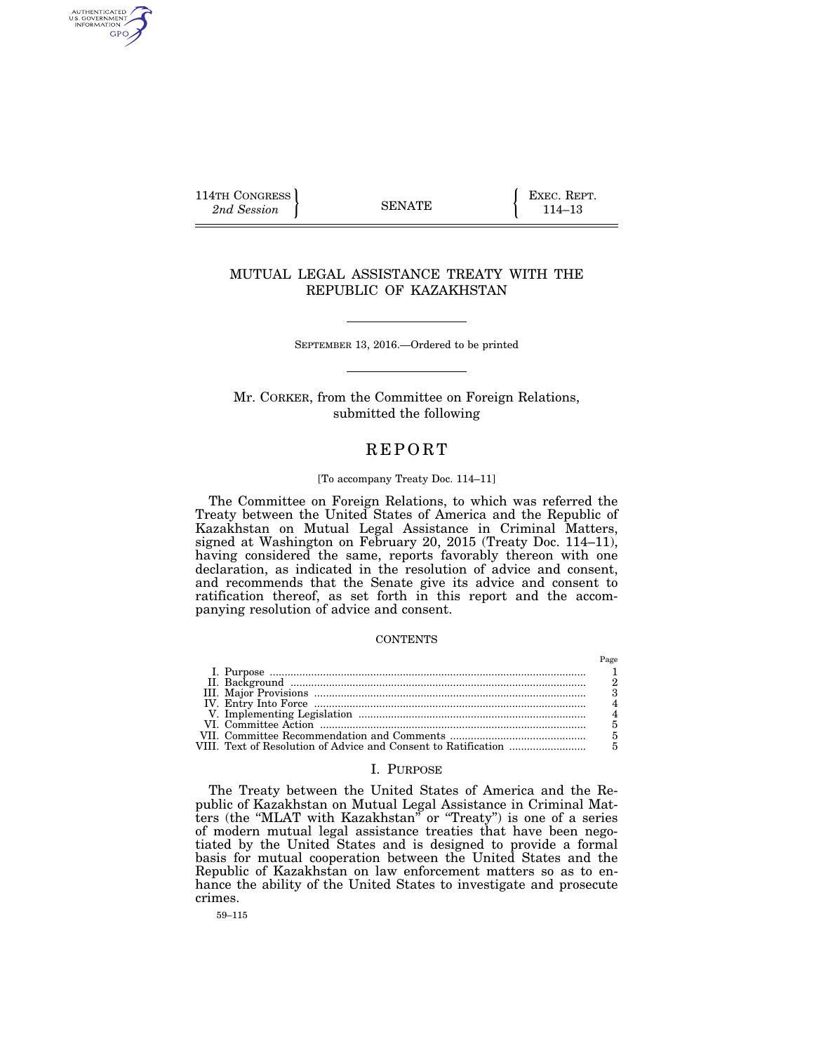114TH CONGRESS
*2nd Session*

SENATE

EXEC. REPT.
114–13

# MUTUAL LEGAL ASSISTANCE TREATY WITH THE REPUBLIC OF KAZAKHSTAN

SEPTEMBER 13, 2016.—Ordered to be printed

Mr. CORKER, from the Committee on Foreign Relations, submitted the following

## REPORT

[To accompany Treaty Doc. 114–11]

The Committee on Foreign Relations, to which was referred the Treaty between the United States of America and the Republic of Kazakhstan on Mutual Legal Assistance in Criminal Matters, signed at Washington on February 20, 2015 (Treaty Doc. 114–11), having considered the same, reports favorably thereon with one declaration, as indicated in the resolution of advice and consent, and recommends that the Senate give its advice and consent to ratification thereof, as set forth in this report and the accompanying resolution of advice and consent.

CONTENTS

| | Page |
|---|---|
| I. Purpose | 1 |
| II. Background | 2 |
| III. Major Provisions | 3 |
| IV. Entry Into Force | 4 |
| V. Implementing Legislation | 4 |
| VI. Committee Action | 5 |
| VII. Committee Recommendation and Comments | 5 |
| VIII. Text of Resolution of Advice and Consent to Ratification | 5 |

### I. PURPOSE

The Treaty between the United States of America and the Republic of Kazakhstan on Mutual Legal Assistance in Criminal Matters (the "MLAT with Kazakhstan" or "Treaty") is one of a series of modern mutual legal assistance treaties that have been negotiated by the United States and is designed to provide a formal basis for mutual cooperation between the United States and the Republic of Kazakhstan on law enforcement matters so as to enhance the ability of the United States to investigate and prosecute crimes.

59–115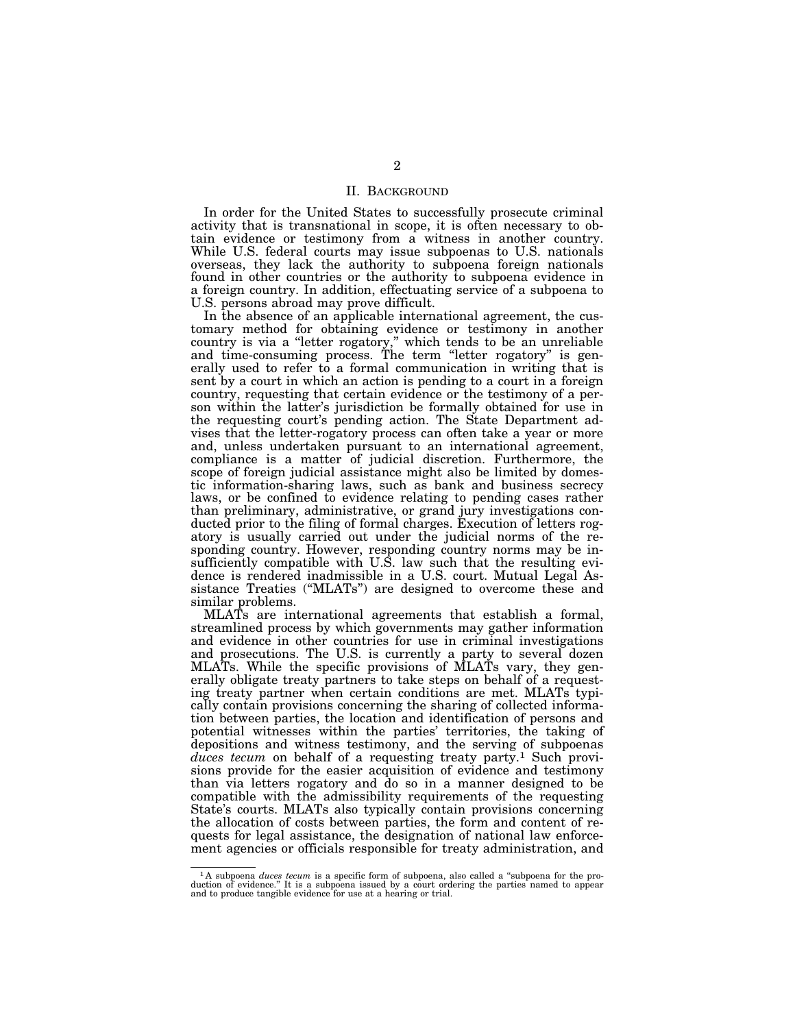## II. Background

In order for the United States to successfully prosecute criminal activity that is transnational in scope, it is often necessary to obtain evidence or testimony from a witness in another country. While U.S. federal courts may issue subpoenas to U.S. nationals overseas, they lack the authority to subpoena foreign nationals found in other countries or the authority to subpoena evidence in a foreign country. In addition, effectuating service of a subpoena to U.S. persons abroad may prove difficult.

In the absence of an applicable international agreement, the customary method for obtaining evidence or testimony in another country is via a "letter rogatory," which tends to be an unreliable and time-consuming process. The term "letter rogatory" is generally used to refer to a formal communication in writing that is sent by a court in which an action is pending to a court in a foreign country, requesting that certain evidence or the testimony of a person within the latter's jurisdiction be formally obtained for use in the requesting court's pending action. The State Department advises that the letter-rogatory process can often take a year or more and, unless undertaken pursuant to an international agreement, compliance is a matter of judicial discretion. Furthermore, the scope of foreign judicial assistance might also be limited by domestic information-sharing laws, such as bank and business secrecy laws, or be confined to evidence relating to pending cases rather than preliminary, administrative, or grand jury investigations conducted prior to the filing of formal charges. Execution of letters rogatory is usually carried out under the judicial norms of the responding country. However, responding country norms may be insufficiently compatible with U.S. law such that the resulting evidence is rendered inadmissible in a U.S. court. Mutual Legal Assistance Treaties ("MLATs") are designed to overcome these and similar problems.

MLATs are international agreements that establish a formal, streamlined process by which governments may gather information and evidence in other countries for use in criminal investigations and prosecutions. The U.S. is currently a party to several dozen MLATs. While the specific provisions of MLATs vary, they generally obligate treaty partners to take steps on behalf of a requesting treaty partner when certain conditions are met. MLATs typically contain provisions concerning the sharing of collected information between parties, the location and identification of persons and potential witnesses within the parties' territories, the taking of depositions and witness testimony, and the serving of subpoenas *duces tecum* on behalf of a requesting treaty party.[1] Such provisions provide for the easier acquisition of evidence and testimony than via letters rogatory and do so in a manner designed to be compatible with the admissibility requirements of the requesting State's courts. MLATs also typically contain provisions concerning the allocation of costs between parties, the form and content of requests for legal assistance, the designation of national law enforcement agencies or officials responsible for treaty administration, and

[1] A subpoena *duces tecum* is a specific form of subpoena, also called a "subpoena for the production of evidence." It is a subpoena issued by a court ordering the parties named to appear and to produce tangible evidence for use at a hearing or trial.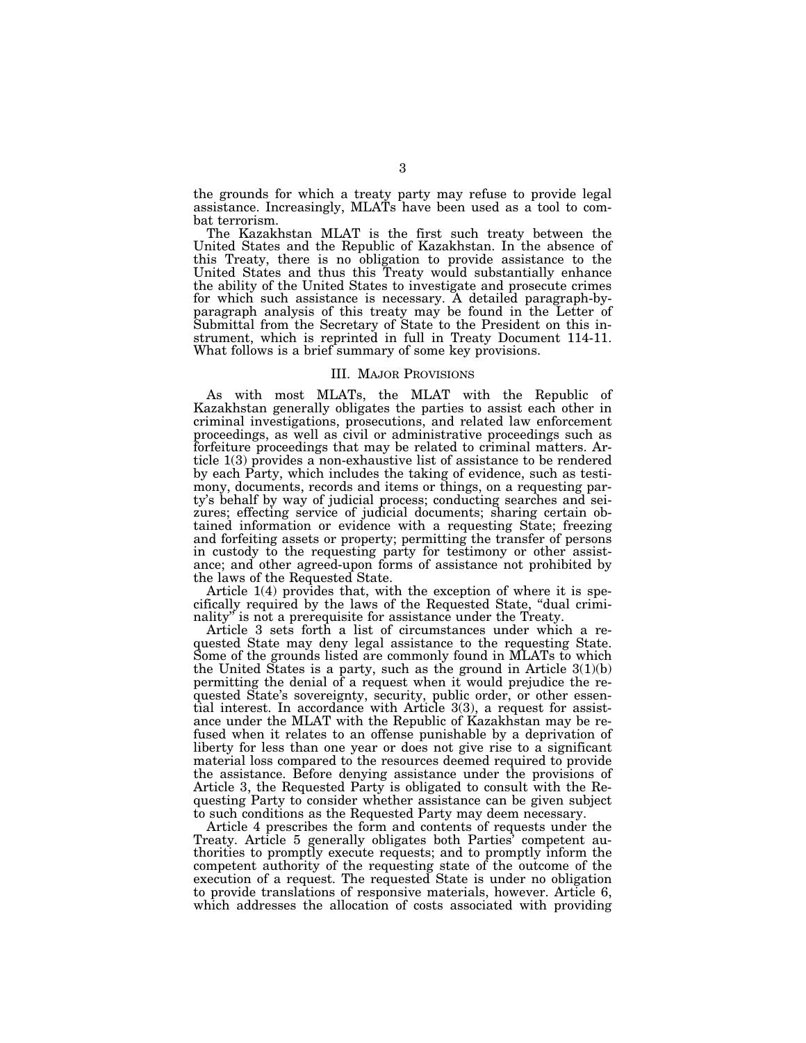the grounds for which a treaty party may refuse to provide legal assistance. Increasingly, MLATs have been used as a tool to combat terrorism.

The Kazakhstan MLAT is the first such treaty between the United States and the Republic of Kazakhstan. In the absence of this Treaty, there is no obligation to provide assistance to the United States and thus this Treaty would substantially enhance the ability of the United States to investigate and prosecute crimes for which such assistance is necessary. A detailed paragraph-by-paragraph analysis of this treaty may be found in the Letter of Submittal from the Secretary of State to the President on this instrument, which is reprinted in full in Treaty Document 114-11. What follows is a brief summary of some key provisions.

## III. Major Provisions

As with most MLATs, the MLAT with the Republic of Kazakhstan generally obligates the parties to assist each other in criminal investigations, prosecutions, and related law enforcement proceedings, as well as civil or administrative proceedings such as forfeiture proceedings that may be related to criminal matters. Article 1(3) provides a non-exhaustive list of assistance to be rendered by each Party, which includes the taking of evidence, such as testimony, documents, records and items or things, on a requesting party's behalf by way of judicial process; conducting searches and seizures; effecting service of judicial documents; sharing certain obtained information or evidence with a requesting State; freezing and forfeiting assets or property; permitting the transfer of persons in custody to the requesting party for testimony or other assistance; and other agreed-upon forms of assistance not prohibited by the laws of the Requested State.

Article 1(4) provides that, with the exception of where it is specifically required by the laws of the Requested State, "dual criminality" is not a prerequisite for assistance under the Treaty.

Article 3 sets forth a list of circumstances under which a requested State may deny legal assistance to the requesting State. Some of the grounds listed are commonly found in MLATs to which the United States is a party, such as the ground in Article 3(1)(b) permitting the denial of a request when it would prejudice the requested State's sovereignty, security, public order, or other essential interest. In accordance with Article 3(3), a request for assistance under the MLAT with the Republic of Kazakhstan may be refused when it relates to an offense punishable by a deprivation of liberty for less than one year or does not give rise to a significant material loss compared to the resources deemed required to provide the assistance. Before denying assistance under the provisions of Article 3, the Requested Party is obligated to consult with the Requesting Party to consider whether assistance can be given subject to such conditions as the Requested Party may deem necessary.

Article 4 prescribes the form and contents of requests under the Treaty. Article 5 generally obligates both Parties' competent authorities to promptly execute requests; and to promptly inform the competent authority of the requesting state of the outcome of the execution of a request. The requested State is under no obligation to provide translations of responsive materials, however. Article 6, which addresses the allocation of costs associated with providing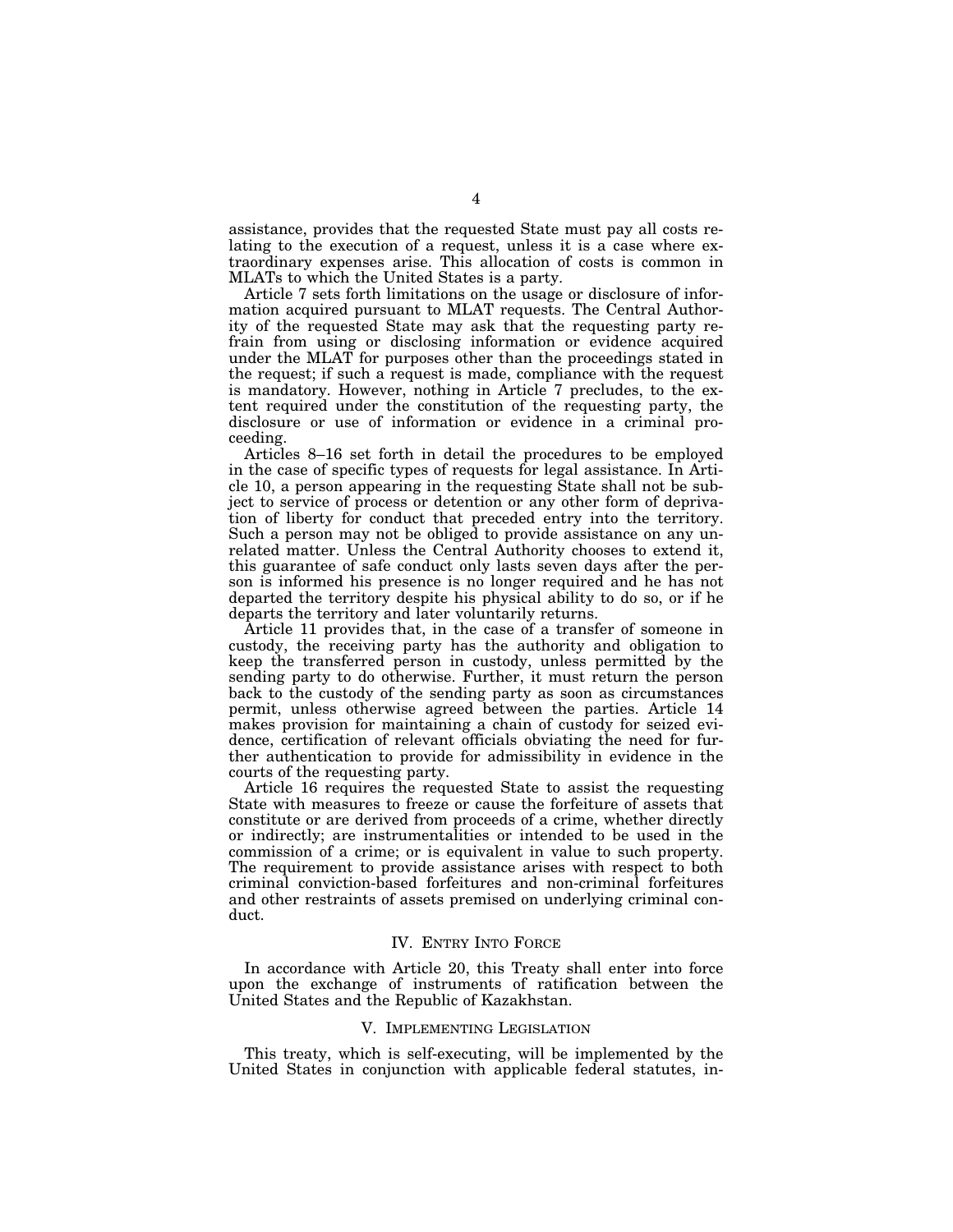assistance, provides that the requested State must pay all costs relating to the execution of a request, unless it is a case where extraordinary expenses arise. This allocation of costs is common in MLATs to which the United States is a party.

Article 7 sets forth limitations on the usage or disclosure of information acquired pursuant to MLAT requests. The Central Authority of the requested State may ask that the requesting party refrain from using or disclosing information or evidence acquired under the MLAT for purposes other than the proceedings stated in the request; if such a request is made, compliance with the request is mandatory. However, nothing in Article 7 precludes, to the extent required under the constitution of the requesting party, the disclosure or use of information or evidence in a criminal proceeding.

Articles 8–16 set forth in detail the procedures to be employed in the case of specific types of requests for legal assistance. In Article 10, a person appearing in the requesting State shall not be subject to service of process or detention or any other form of deprivation of liberty for conduct that preceded entry into the territory. Such a person may not be obliged to provide assistance on any unrelated matter. Unless the Central Authority chooses to extend it, this guarantee of safe conduct only lasts seven days after the person is informed his presence is no longer required and he has not departed the territory despite his physical ability to do so, or if he departs the territory and later voluntarily returns.

Article 11 provides that, in the case of a transfer of someone in custody, the receiving party has the authority and obligation to keep the transferred person in custody, unless permitted by the sending party to do otherwise. Further, it must return the person back to the custody of the sending party as soon as circumstances permit, unless otherwise agreed between the parties. Article 14 makes provision for maintaining a chain of custody for seized evidence, certification of relevant officials obviating the need for further authentication to provide for admissibility in evidence in the courts of the requesting party.

Article 16 requires the requested State to assist the requesting State with measures to freeze or cause the forfeiture of assets that constitute or are derived from proceeds of a crime, whether directly or indirectly; are instrumentalities or intended to be used in the commission of a crime; or is equivalent in value to such property. The requirement to provide assistance arises with respect to both criminal conviction-based forfeitures and non-criminal forfeitures and other restraints of assets premised on underlying criminal conduct.

## IV. Entry Into Force

In accordance with Article 20, this Treaty shall enter into force upon the exchange of instruments of ratification between the United States and the Republic of Kazakhstan.

## V. Implementing Legislation

This treaty, which is self-executing, will be implemented by the United States in conjunction with applicable federal statutes, in-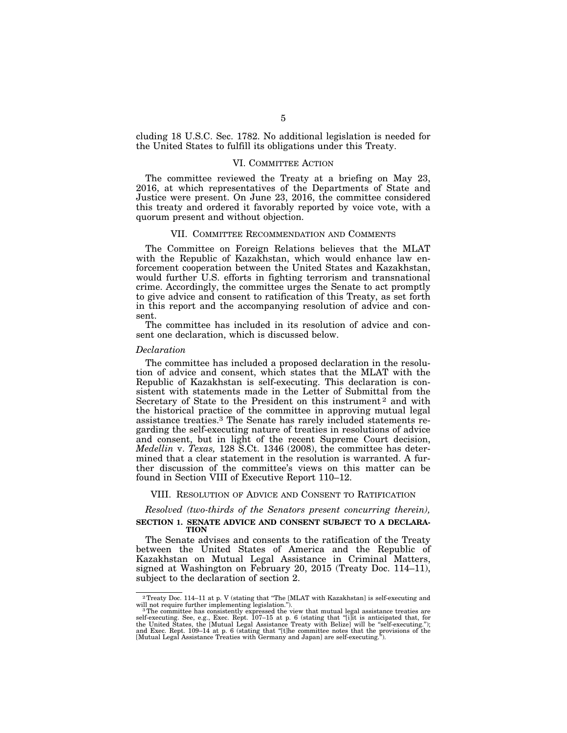cluding 18 U.S.C. Sec. 1782. No additional legislation is needed for the United States to fulfill its obligations under this Treaty.

## VI. Committee Action

The committee reviewed the Treaty at a briefing on May 23, 2016, at which representatives of the Departments of State and Justice were present. On June 23, 2016, the committee considered this treaty and ordered it favorably reported by voice vote, with a quorum present and without objection.

## VII. Committee Recommendation and Comments

The Committee on Foreign Relations believes that the MLAT with the Republic of Kazakhstan, which would enhance law enforcement cooperation between the United States and Kazakhstan, would further U.S. efforts in fighting terrorism and transnational crime. Accordingly, the committee urges the Senate to act promptly to give advice and consent to ratification of this Treaty, as set forth in this report and the accompanying resolution of advice and consent.

The committee has included in its resolution of advice and consent one declaration, which is discussed below.

### *Declaration*

The committee has included a proposed declaration in the resolution of advice and consent, which states that the MLAT with the Republic of Kazakhstan is self-executing. This declaration is consistent with statements made in the Letter of Submittal from the Secretary of State to the President on this instrument[2] and with the historical practice of the committee in approving mutual legal assistance treaties.[3] The Senate has rarely included statements regarding the self-executing nature of treaties in resolutions of advice and consent, but in light of the recent Supreme Court decision, *Medellin* v. *Texas,* 128 S.Ct. 1346 (2008), the committee has determined that a clear statement in the resolution is warranted. A further discussion of the committee's views on this matter can be found in Section VIII of Executive Report 110–12.

## VIII. Resolution of Advice and Consent to Ratification

*Resolved (two-thirds of the Senators present concurring therein),*

**SECTION 1. SENATE ADVICE AND CONSENT SUBJECT TO A DECLARATION**

The Senate advises and consents to the ratification of the Treaty between the United States of America and the Republic of Kazakhstan on Mutual Legal Assistance in Criminal Matters, signed at Washington on February 20, 2015 (Treaty Doc. 114–11), subject to the declaration of section 2.

---

[2] Treaty Doc. 114–11 at p. V (stating that "The [MLAT with Kazakhstan] is self-executing and will not require further implementing legislation.").

[3] The committee has consistently expressed the view that mutual legal assistance treaties are self-executing. See, e.g., Exec. Rept. 107–15 at p. 6 (stating that "[i]t is anticipated that, for the United States, the [Mutual Legal Assistance Treaty with Belize] will be "self-executing."); and Exec. Rept. 109–14 at p. 6 (stating that "[t]he committee notes that the provisions of the [Mutual Legal Assistance Treaties with Germany and Japan] are self-executing.").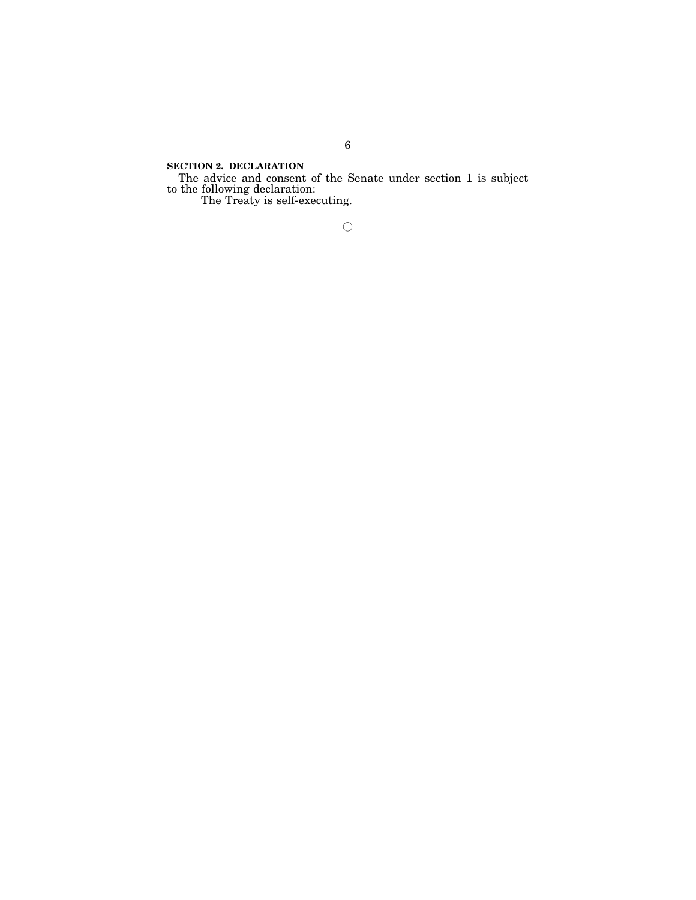**SECTION 2. DECLARATION**

The advice and consent of the Senate under section 1 is subject to the following declaration:

The Treaty is self-executing.